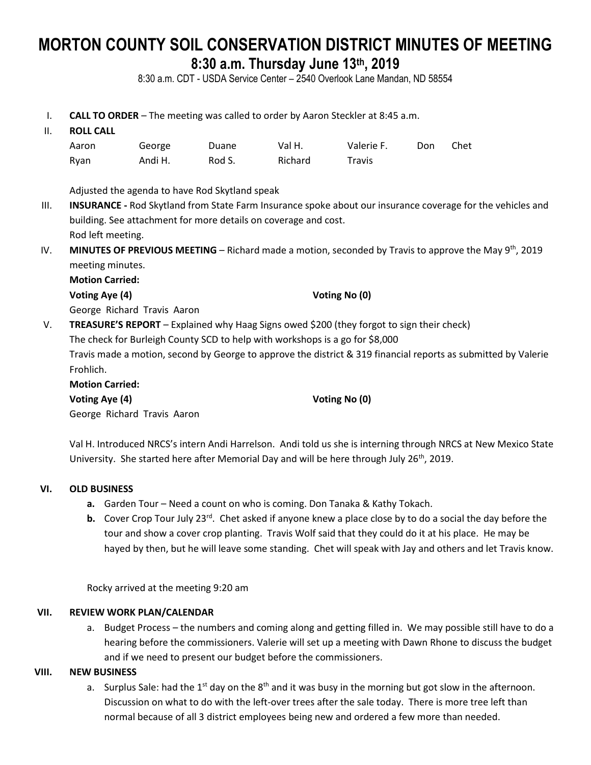# MORTON COUNTY SOIL CONSERVATION DISTRICT MINUTES OF MEETING

## 8:30 a.m. Thursday June 13th, 2019

8:30 a.m. CDT - USDA Service Center – 2540 Overlook Lane Mandan, ND 58554

I. **CALL TO ORDER** – The meeting was called to order by Aaron Steckler at 8:45 a.m.

II. **ROLL CALL**

| Aaron | George | Duane | Val H. | Valerie F. | Don | Chet |
|---|---|---|---|---|---|---|
| Ryan | Andi H. | Rod S. | Richard | Travis | | |

Adjusted the agenda to have Rod Skytland speak

III. **INSURANCE -** Rod Skytland from State Farm Insurance spoke about our insurance coverage for the vehicles and building. See attachment for more details on coverage and cost.
Rod left meeting.

IV. **MINUTES OF PREVIOUS MEETING** – Richard made a motion, seconded by Travis to approve the May 9th, 2019 meeting minutes.

**Motion Carried:**

**Voting Aye (4)** **Voting No (0)**

George Richard Travis Aaron

V. **TREASURE'S REPORT** – Explained why Haag Signs owed $200 (they forgot to sign their check)
The check for Burleigh County SCD to help with workshops is a go for $8,000
Travis made a motion, second by George to approve the district & 319 financial reports as submitted by Valerie Frohlich.

**Motion Carried:**

**Voting Aye (4)** **Voting No (0)**

George Richard Travis Aaron

Val H. Introduced NRCS's intern Andi Harrelson. Andi told us she is interning through NRCS at New Mexico State University. She started here after Memorial Day and will be here through July 26th, 2019.

VI. **OLD BUSINESS**

a. Garden Tour – Need a count on who is coming. Don Tanaka & Kathy Tokach.
b. Cover Crop Tour July 23rd. Chet asked if anyone knew a place close by to do a social the day before the tour and show a cover crop planting. Travis Wolf said that they could do it at his place. He may be hayed by then, but he will leave some standing. Chet will speak with Jay and others and let Travis know.

Rocky arrived at the meeting 9:20 am

VII. **REVIEW WORK PLAN/CALENDAR**

a. Budget Process – the numbers and coming along and getting filled in. We may possible still have to do a hearing before the commissioners. Valerie will set up a meeting with Dawn Rhone to discuss the budget and if we need to present our budget before the commissioners.

VIII. **NEW BUSINESS**

a. Surplus Sale: had the 1st day on the 8th and it was busy in the morning but got slow in the afternoon. Discussion on what to do with the left-over trees after the sale today. There is more tree left than normal because of all 3 district employees being new and ordered a few more than needed.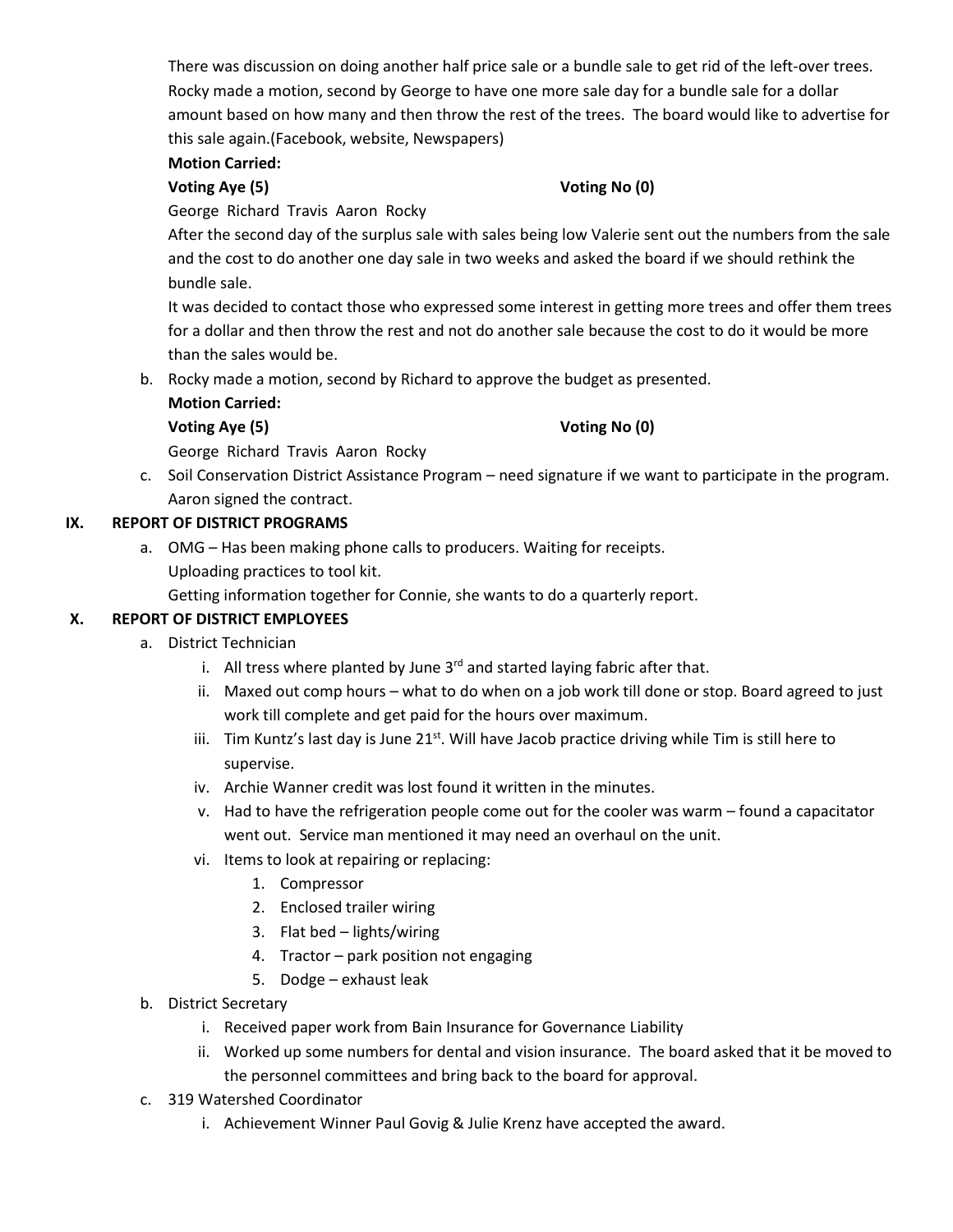There was discussion on doing another half price sale or a bundle sale to get rid of the left-over trees. Rocky made a motion, second by George to have one more sale day for a bundle sale for a dollar amount based on how many and then throw the rest of the trees. The board would like to advertise for this sale again.(Facebook, website, Newspapers)

**Motion Carried:**

**Voting Aye (5)** **Voting No (0)**

George Richard Travis Aaron Rocky

After the second day of the surplus sale with sales being low Valerie sent out the numbers from the sale and the cost to do another one day sale in two weeks and asked the board if we should rethink the bundle sale.

It was decided to contact those who expressed some interest in getting more trees and offer them trees for a dollar and then throw the rest and not do another sale because the cost to do it would be more than the sales would be.

b. Rocky made a motion, second by Richard to approve the budget as presented.

**Motion Carried:**

**Voting Aye (5)** **Voting No (0)**

George Richard Travis Aaron Rocky

c. Soil Conservation District Assistance Program – need signature if we want to participate in the program. Aaron signed the contract.

## IX. REPORT OF DISTRICT PROGRAMS

a. OMG – Has been making phone calls to producers. Waiting for receipts.
   Uploading practices to tool kit.
   Getting information together for Connie, she wants to do a quarterly report.

## X. REPORT OF DISTRICT EMPLOYEES

a. District Technician
   i. All tress where planted by June 3rd and started laying fabric after that.
   ii. Maxed out comp hours – what to do when on a job work till done or stop. Board agreed to just work till complete and get paid for the hours over maximum.
   iii. Tim Kuntz's last day is June 21st. Will have Jacob practice driving while Tim is still here to supervise.
   iv. Archie Wanner credit was lost found it written in the minutes.
   v. Had to have the refrigeration people come out for the cooler was warm – found a capacitator went out. Service man mentioned it may need an overhaul on the unit.
   vi. Items to look at repairing or replacing:
      1. Compressor
      2. Enclosed trailer wiring
      3. Flat bed – lights/wiring
      4. Tractor – park position not engaging
      5. Dodge – exhaust leak

b. District Secretary
   i. Received paper work from Bain Insurance for Governance Liability
   ii. Worked up some numbers for dental and vision insurance. The board asked that it be moved to the personnel committees and bring back to the board for approval.

c. 319 Watershed Coordinator
   i. Achievement Winner Paul Govig & Julie Krenz have accepted the award.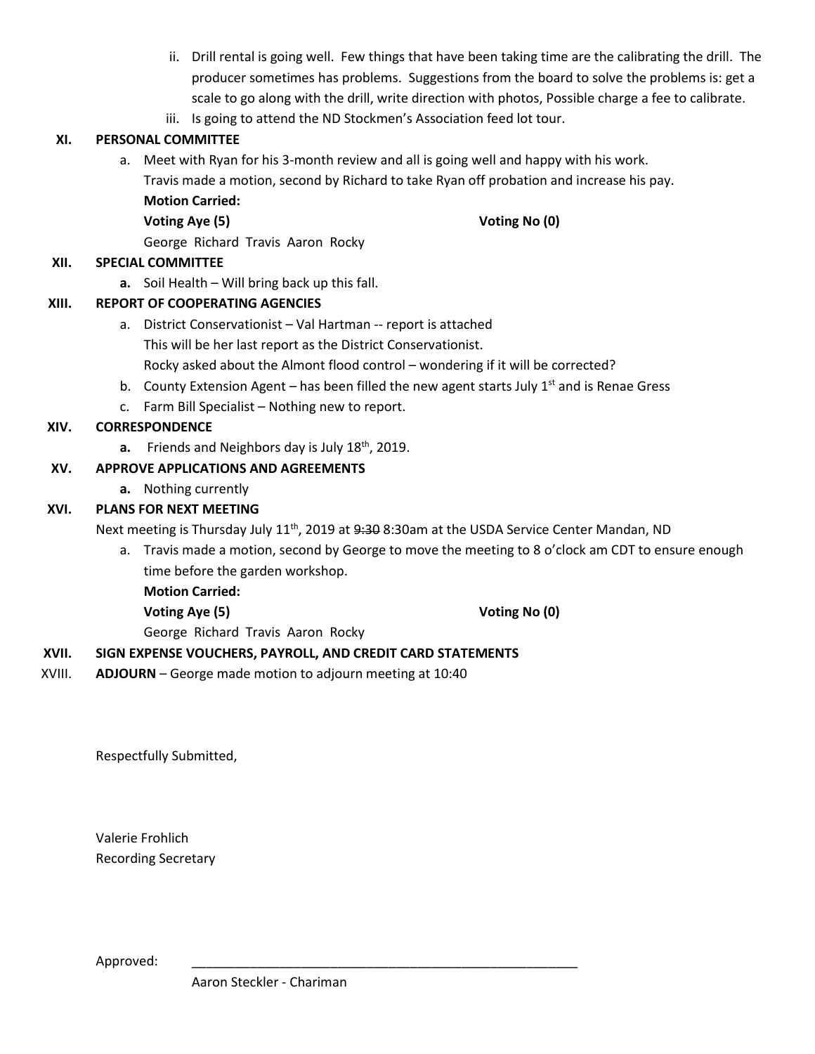ii. Drill rental is going well. Few things that have been taking time are the calibrating the drill. The producer sometimes has problems. Suggestions from the board to solve the problems is: get a scale to go along with the drill, write direction with photos, Possible charge a fee to calibrate.

iii. Is going to attend the ND Stockmen's Association feed lot tour.

**XI. PERSONAL COMMITTEE**

a. Meet with Ryan for his 3-month review and all is going well and happy with his work.
Travis made a motion, second by Richard to take Ryan off probation and increase his pay.
**Motion Carried:**
**Voting Aye (5)** **Voting No (0)**
George Richard Travis Aaron Rocky

**XII. SPECIAL COMMITTEE**

**a.** Soil Health – Will bring back up this fall.

**XIII. REPORT OF COOPERATING AGENCIES**

a. District Conservationist – Val Hartman -- report is attached
This will be her last report as the District Conservationist.
Rocky asked about the Almont flood control – wondering if it will be corrected?

b. County Extension Agent – has been filled the new agent starts July 1st and is Renae Gress

c. Farm Bill Specialist – Nothing new to report.

**XIV. CORRESPONDENCE**

**a.** Friends and Neighbors day is July 18th, 2019.

**XV. APPROVE APPLICATIONS AND AGREEMENTS**

**a.** Nothing currently

**XVI. PLANS FOR NEXT MEETING**

Next meeting is Thursday July 11th, 2019 at ~~9:30~~ 8:30am at the USDA Service Center Mandan, ND

a. Travis made a motion, second by George to move the meeting to 8 o'clock am CDT to ensure enough time before the garden workshop.
**Motion Carried:**
**Voting Aye (5)** **Voting No (0)**
George Richard Travis Aaron Rocky

**XVII. SIGN EXPENSE VOUCHERS, PAYROLL, AND CREDIT CARD STATEMENTS**

XVIII. **ADJOURN** – George made motion to adjourn meeting at 10:40

Respectfully Submitted,

Valerie Frohlich
Recording Secretary

Approved: \_\_\_\_\_\_\_\_\_\_\_\_\_\_\_\_\_\_\_\_\_\_\_\_\_\_\_\_\_\_\_\_\_\_\_\_\_\_\_\_\_\_\_\_\_\_\_\_\_\_\_\_\_\_
Aaron Steckler - Chariman